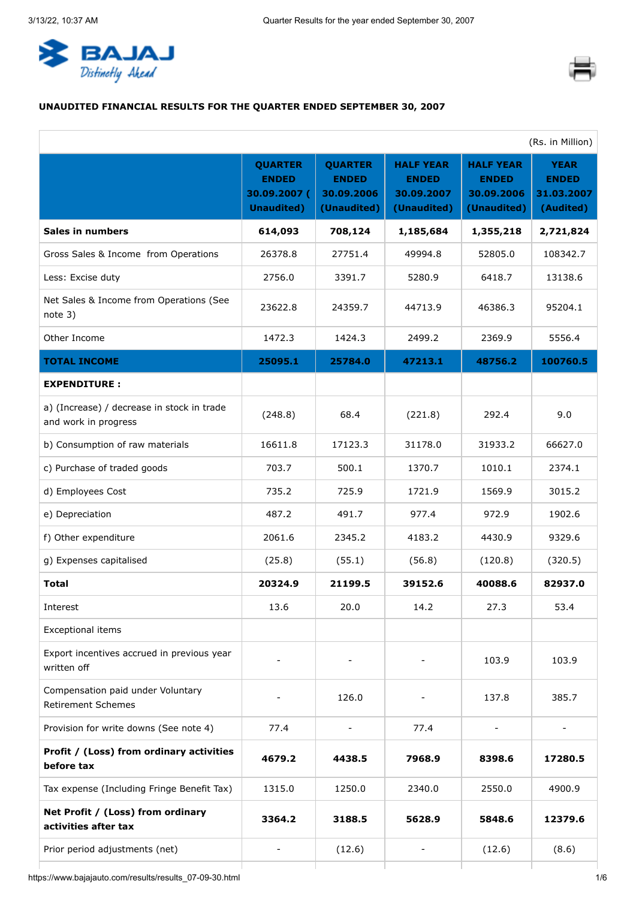BAJAJ Distinctly Ahead

**UNAUDITED FINANCIAL RESULTS FOR THE QUARTER ENDED SEPTEMBER 30, 2007**

(Rs. in Million)

| | QUARTER ENDED 30.09.2007 ( Unaudited) | QUARTER ENDED 30.09.2006 (Unaudited) | HALF YEAR ENDED 30.09.2007 (Unaudited) | HALF YEAR ENDED 30.09.2006 (Unaudited) | YEAR ENDED 31.03.2007 (Audited) |
|---|---|---|---|---|---|
| **Sales in numbers** | **614,093** | **708,124** | **1,185,684** | **1,355,218** | **2,721,824** |
| Gross Sales & Income from Operations | 26378.8 | 27751.4 | 49994.8 | 52805.0 | 108342.7 |
| Less: Excise duty | 2756.0 | 3391.7 | 5280.9 | 6418.7 | 13138.6 |
| Net Sales & Income from Operations (See note 3) | 23622.8 | 24359.7 | 44713.9 | 46386.3 | 95204.1 |
| Other Income | 1472.3 | 1424.3 | 2499.2 | 2369.9 | 5556.4 |
| **TOTAL INCOME** | **25095.1** | **25784.0** | **47213.1** | **48756.2** | **100760.5** |
| **EXPENDITURE :** | | | | | |
| a) (Increase) / decrease in stock in trade and work in progress | (248.8) | 68.4 | (221.8) | 292.4 | 9.0 |
| b) Consumption of raw materials | 16611.8 | 17123.3 | 31178.0 | 31933.2 | 66627.0 |
| c) Purchase of traded goods | 703.7 | 500.1 | 1370.7 | 1010.1 | 2374.1 |
| d) Employees Cost | 735.2 | 725.9 | 1721.9 | 1569.9 | 3015.2 |
| e) Depreciation | 487.2 | 491.7 | 977.4 | 972.9 | 1902.6 |
| f) Other expenditure | 2061.6 | 2345.2 | 4183.2 | 4430.9 | 9329.6 |
| g) Expenses capitalised | (25.8) | (55.1) | (56.8) | (120.8) | (320.5) |
| **Total** | **20324.9** | **21199.5** | **39152.6** | **40088.6** | **82937.0** |
| Interest | 13.6 | 20.0 | 14.2 | 27.3 | 53.4 |
| Exceptional items | | | | | |
| Export incentives accrued in previous year written off | - | - | - | 103.9 | 103.9 |
| Compensation paid under Voluntary Retirement Schemes | - | 126.0 | - | 137.8 | 385.7 |
| Provision for write downs (See note 4) | 77.4 | - | 77.4 | - | - |
| **Profit / (Loss) from ordinary activities before tax** | **4679.2** | **4438.5** | **7968.9** | **8398.6** | **17280.5** |
| Tax expense (Including Fringe Benefit Tax) | 1315.0 | 1250.0 | 2340.0 | 2550.0 | 4900.9 |
| **Net Profit / (Loss) from ordinary activities after tax** | **3364.2** | **3188.5** | **5628.9** | **5848.6** | **12379.6** |
| Prior period adjustments (net) | - | (12.6) | - | (12.6) | (8.6) |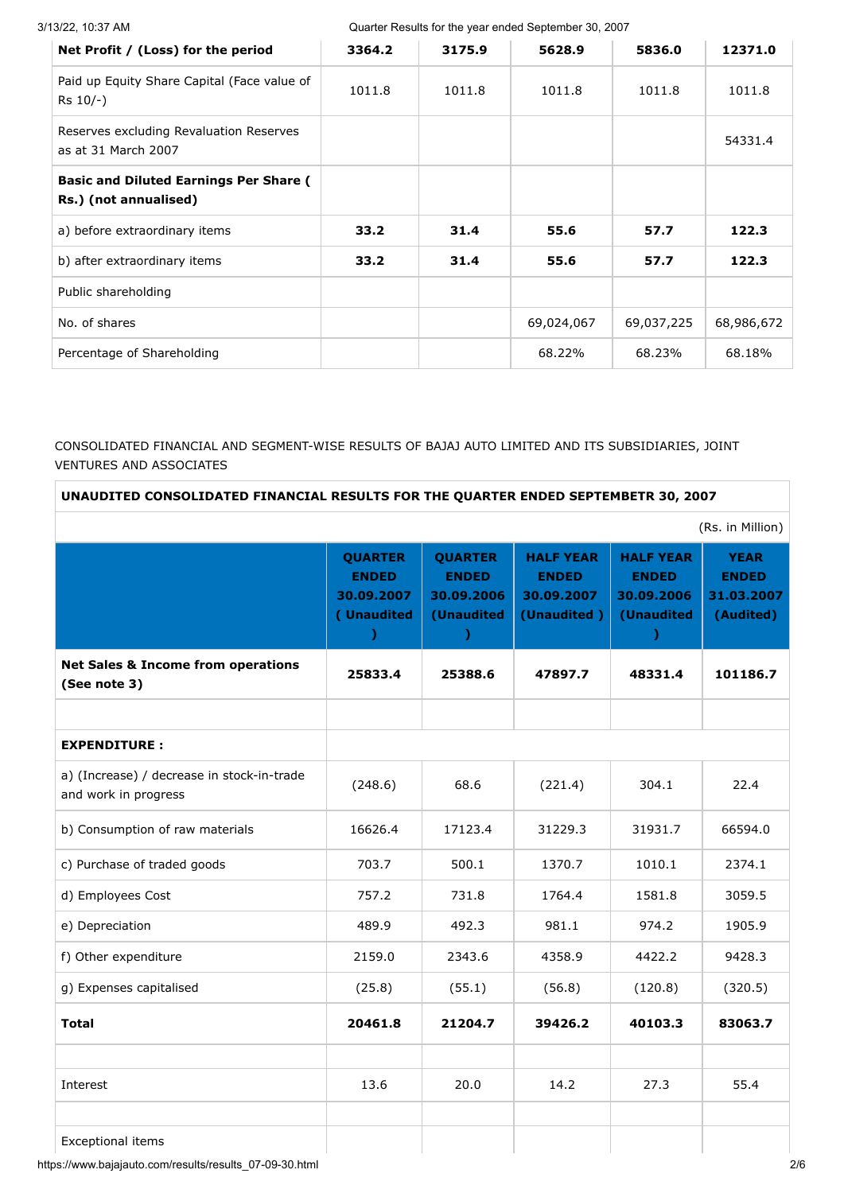| Net Profit / (Loss) for the period | 3364.2 | 3175.9 | 5628.9 | 5836.0 | 12371.0 |
|---|---|---|---|---|---|
| Paid up Equity Share Capital (Face value of Rs 10/-) | 1011.8 | 1011.8 | 1011.8 | 1011.8 | 1011.8 |
| Reserves excluding Revaluation Reserves as at 31 March 2007 | | | | | 54331.4 |
| **Basic and Diluted Earnings Per Share ( Rs.) (not annualised)** | | | | | |
| a) before extraordinary items | **33.2** | **31.4** | **55.6** | **57.7** | **122.3** |
| b) after extraordinary items | **33.2** | **31.4** | **55.6** | **57.7** | **122.3** |
| Public shareholding | | | | | |
| No. of shares | | | 69,024,067 | 69,037,225 | 68,986,672 |
| Percentage of Shareholding | | | 68.22% | 68.23% | 68.18% |

CONSOLIDATED FINANCIAL AND SEGMENT-WISE RESULTS OF BAJAJ AUTO LIMITED AND ITS SUBSIDIARIES, JOINT VENTURES AND ASSOCIATES

**UNAUDITED CONSOLIDATED FINANCIAL RESULTS FOR THE QUARTER ENDED SEPTEMBETR 30, 2007**

(Rs. in Million)

| | QUARTER ENDED 30.09.2007 ( Unaudited ) | QUARTER ENDED 30.09.2006 (Unaudited ) | HALF YEAR ENDED 30.09.2007 (Unaudited ) | HALF YEAR ENDED 30.09.2006 (Unaudited ) | YEAR ENDED 31.03.2007 (Audited) |
|---|---|---|---|---|---|
| **Net Sales & Income from operations (See note 3)** | **25833.4** | **25388.6** | **47897.7** | **48331.4** | **101186.7** |
| | | | | | |
| **EXPENDITURE :** | | | | | |
| a) (Increase) / decrease in stock-in-trade and work in progress | (248.6) | 68.6 | (221.4) | 304.1 | 22.4 |
| b) Consumption of raw materials | 16626.4 | 17123.4 | 31229.3 | 31931.7 | 66594.0 |
| c) Purchase of traded goods | 703.7 | 500.1 | 1370.7 | 1010.1 | 2374.1 |
| d) Employees Cost | 757.2 | 731.8 | 1764.4 | 1581.8 | 3059.5 |
| e) Depreciation | 489.9 | 492.3 | 981.1 | 974.2 | 1905.9 |
| f) Other expenditure | 2159.0 | 2343.6 | 4358.9 | 4422.2 | 9428.3 |
| g) Expenses capitalised | (25.8) | (55.1) | (56.8) | (120.8) | (320.5) |
| **Total** | **20461.8** | **21204.7** | **39426.2** | **40103.3** | **83063.7** |
| | | | | | |
| Interest | 13.6 | 20.0 | 14.2 | 27.3 | 55.4 |
| | | | | | |
| Exceptional items | | | | | |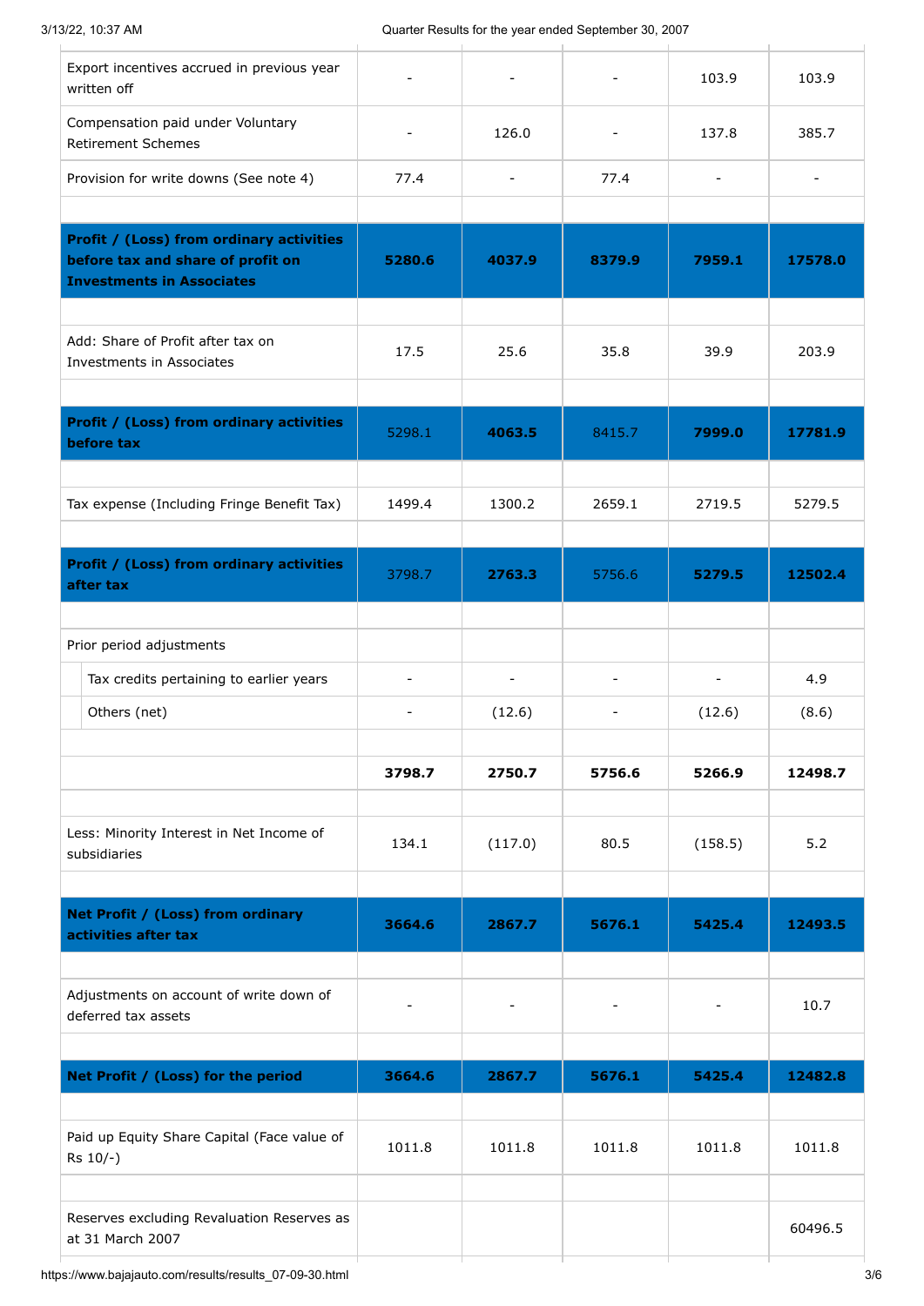| | | | | | |
|---|---|---|---|---|---|
| Export incentives accrued in previous year written off | - | - | - | 103.9 | 103.9 |
| Compensation paid under Voluntary Retirement Schemes | - | 126.0 | - | 137.8 | 385.7 |
| Provision for write downs (See note 4) | 77.4 | - | 77.4 | - | - |
| | | | | | |
| **Profit / (Loss) from ordinary activities before tax and share of profit on Investments in Associates** | **5280.6** | **4037.9** | **8379.9** | **7959.1** | **17578.0** |
| | | | | | |
| Add: Share of Profit after tax on Investments in Associates | 17.5 | 25.6 | 35.8 | 39.9 | 203.9 |
| | | | | | |
| **Profit / (Loss) from ordinary activities before tax** | 5298.1 | **4063.5** | 8415.7 | **7999.0** | **17781.9** |
| | | | | | |
| Tax expense (Including Fringe Benefit Tax) | 1499.4 | 1300.2 | 2659.1 | 2719.5 | 5279.5 |
| | | | | | |
| **Profit / (Loss) from ordinary activities after tax** | 3798.7 | **2763.3** | 5756.6 | **5279.5** | **12502.4** |
| | | | | | |
| Prior period adjustments | | | | | |
| Tax credits pertaining to earlier years | - | - | - | - | 4.9 |
| Others (net) | - | (12.6) | - | (12.6) | (8.6) |
| | | | | | |
| | **3798.7** | **2750.7** | **5756.6** | **5266.9** | **12498.7** |
| | | | | | |
| Less: Minority Interest in Net Income of subsidiaries | 134.1 | (117.0) | 80.5 | (158.5) | 5.2 |
| | | | | | |
| **Net Profit / (Loss) from ordinary activities after tax** | **3664.6** | **2867.7** | **5676.1** | **5425.4** | **12493.5** |
| | | | | | |
| Adjustments on account of write down of deferred tax assets | - | - | - | - | 10.7 |
| | | | | | |
| **Net Profit / (Loss) for the period** | **3664.6** | **2867.7** | **5676.1** | **5425.4** | **12482.8** |
| | | | | | |
| Paid up Equity Share Capital (Face value of Rs 10/-) | 1011.8 | 1011.8 | 1011.8 | 1011.8 | 1011.8 |
| | | | | | |
| Reserves excluding Revaluation Reserves as at 31 March 2007 | | | | | 60496.5 |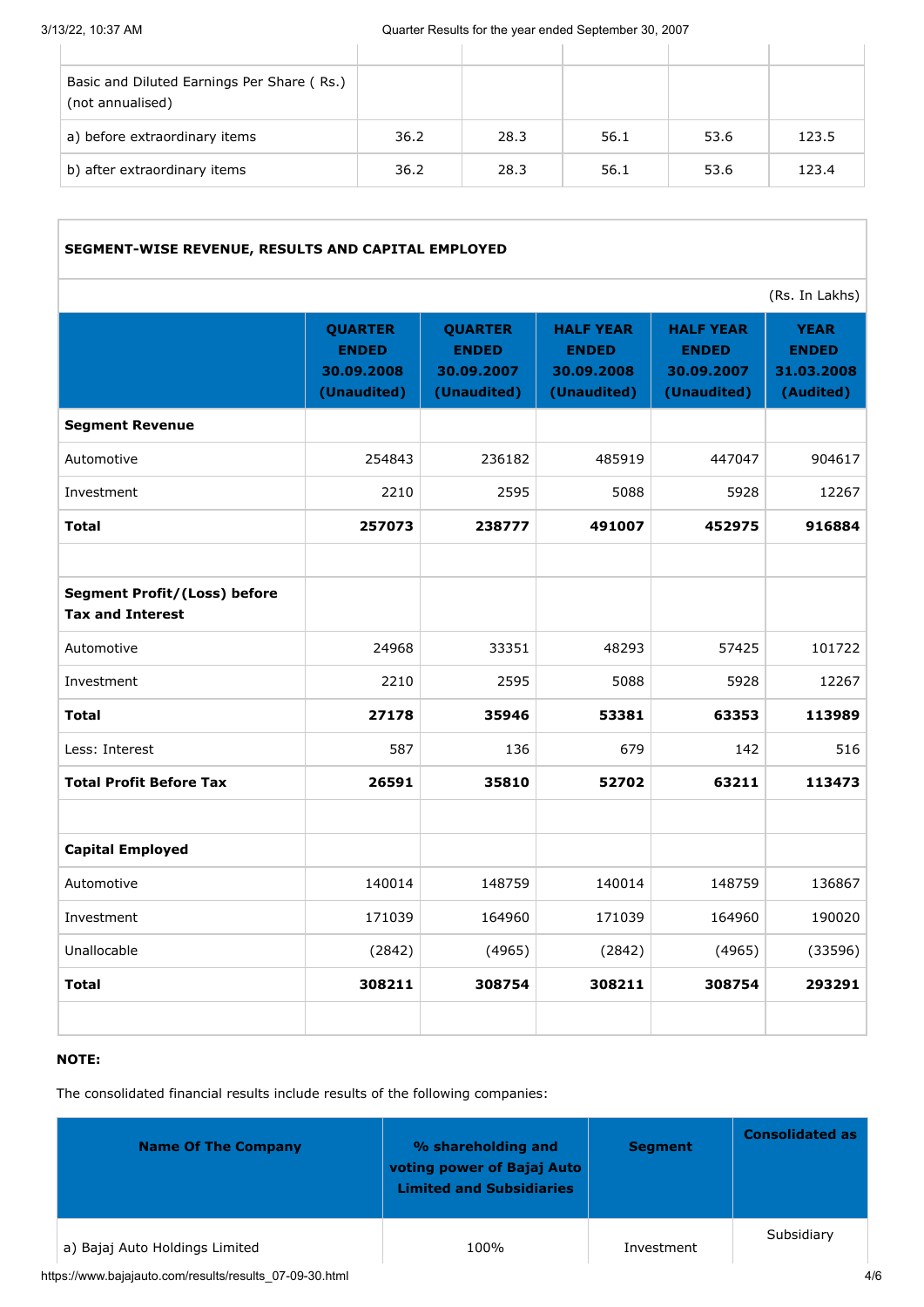| | | | | | |
|---|---|---|---|---|---|
| Basic and Diluted Earnings Per Share ( Rs.) (not annualised) | | | | | |
| a) before extraordinary items | 36.2 | 28.3 | 56.1 | 53.6 | 123.5 |
| b) after extraordinary items | 36.2 | 28.3 | 56.1 | 53.6 | 123.4 |

**SEGMENT-WISE REVENUE, RESULTS AND CAPITAL EMPLOYED**

(Rs. In Lakhs)

| | QUARTER ENDED 30.09.2008 (Unaudited) | QUARTER ENDED 30.09.2007 (Unaudited) | HALF YEAR ENDED 30.09.2008 (Unaudited) | HALF YEAR ENDED 30.09.2007 (Unaudited) | YEAR ENDED 31.03.2008 (Audited) |
|---|---|---|---|---|---|
| **Segment Revenue** | | | | | |
| Automotive | 254843 | 236182 | 485919 | 447047 | 904617 |
| Investment | 2210 | 2595 | 5088 | 5928 | 12267 |
| **Total** | **257073** | **238777** | **491007** | **452975** | **916884** |
| | | | | | |
| **Segment Profit/(Loss) before Tax and Interest** | | | | | |
| Automotive | 24968 | 33351 | 48293 | 57425 | 101722 |
| Investment | 2210 | 2595 | 5088 | 5928 | 12267 |
| **Total** | **27178** | **35946** | **53381** | **63353** | **113989** |
| Less: Interest | 587 | 136 | 679 | 142 | 516 |
| **Total Profit Before Tax** | **26591** | **35810** | **52702** | **63211** | **113473** |
| | | | | | |
| **Capital Employed** | | | | | |
| Automotive | 140014 | 148759 | 140014 | 148759 | 136867 |
| Investment | 171039 | 164960 | 171039 | 164960 | 190020 |
| Unallocable | (2842) | (4965) | (2842) | (4965) | (33596) |
| **Total** | **308211** | **308754** | **308211** | **308754** | **293291** |

**NOTE:**

The consolidated financial results include results of the following companies:

| Name Of The Company | % shareholding and voting power of Bajaj Auto Limited and Subsidiaries | Segment | Consolidated as |
|---|---|---|---|
| a) Bajaj Auto Holdings Limited | 100% | Investment | Subsidiary |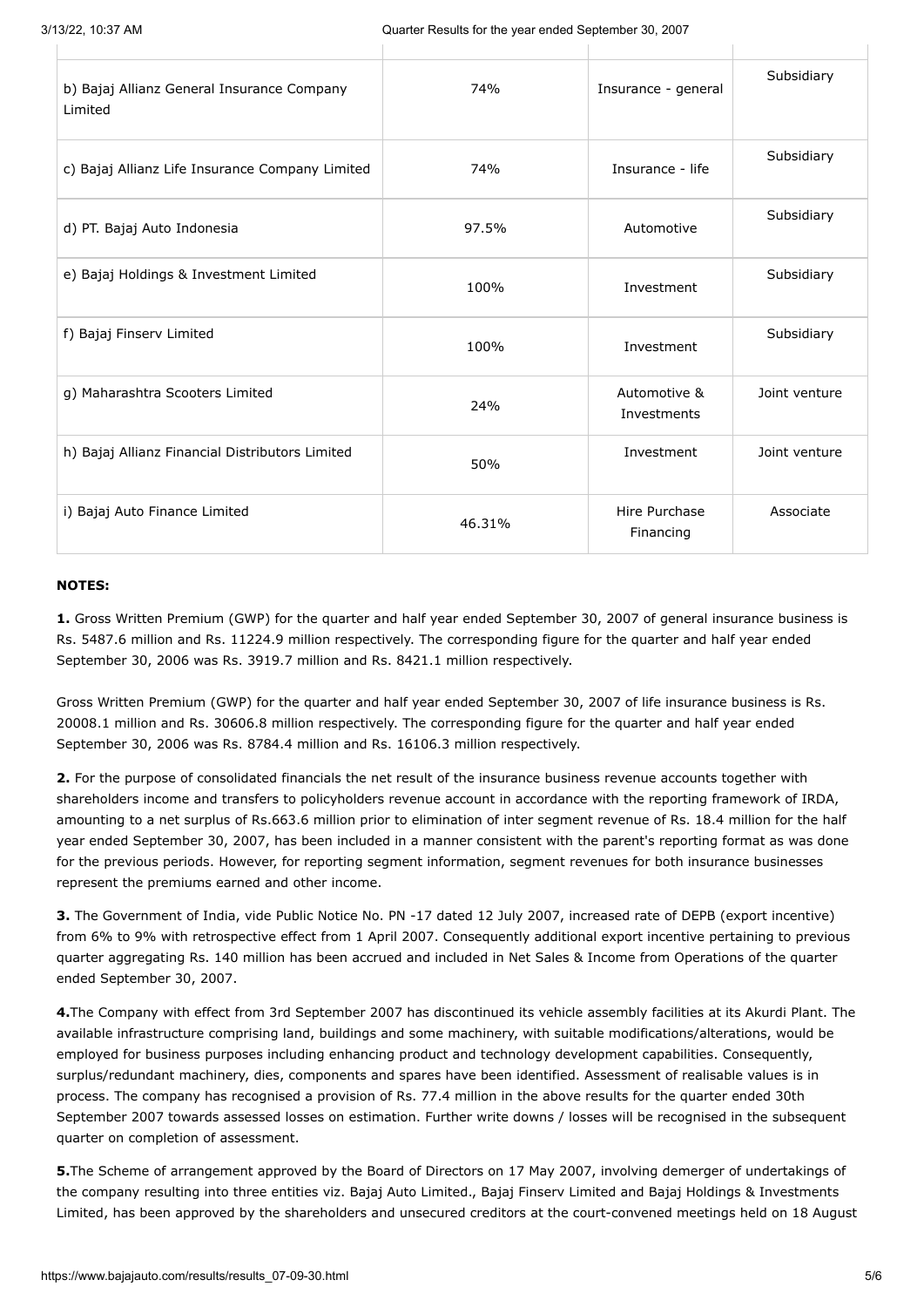| | | | |
|---|---|---|---|
| b) Bajaj Allianz General Insurance Company Limited | 74% | Insurance - general | Subsidiary |
| c) Bajaj Allianz Life Insurance Company Limited | 74% | Insurance - life | Subsidiary |
| d) PT. Bajaj Auto Indonesia | 97.5% | Automotive | Subsidiary |
| e) Bajaj Holdings & Investment Limited | 100% | Investment | Subsidiary |
| f) Bajaj Finserv Limited | 100% | Investment | Subsidiary |
| g) Maharashtra Scooters Limited | 24% | Automotive & Investments | Joint venture |
| h) Bajaj Allianz Financial Distributors Limited | 50% | Investment | Joint venture |
| i) Bajaj Auto Finance Limited | 46.31% | Hire Purchase Financing | Associate |

**NOTES:**

**1.** Gross Written Premium (GWP) for the quarter and half year ended September 30, 2007 of general insurance business is Rs. 5487.6 million and Rs. 11224.9 million respectively. The corresponding figure for the quarter and half year ended September 30, 2006 was Rs. 3919.7 million and Rs. 8421.1 million respectively.

Gross Written Premium (GWP) for the quarter and half year ended September 30, 2007 of life insurance business is Rs. 20008.1 million and Rs. 30606.8 million respectively. The corresponding figure for the quarter and half year ended September 30, 2006 was Rs. 8784.4 million and Rs. 16106.3 million respectively.

**2.** For the purpose of consolidated financials the net result of the insurance business revenue accounts together with shareholders income and transfers to policyholders revenue account in accordance with the reporting framework of IRDA, amounting to a net surplus of Rs.663.6 million prior to elimination of inter segment revenue of Rs. 18.4 million for the half year ended September 30, 2007, has been included in a manner consistent with the parent's reporting format as was done for the previous periods. However, for reporting segment information, segment revenues for both insurance businesses represent the premiums earned and other income.

**3.** The Government of India, vide Public Notice No. PN -17 dated 12 July 2007, increased rate of DEPB (export incentive) from 6% to 9% with retrospective effect from 1 April 2007. Consequently additional export incentive pertaining to previous quarter aggregating Rs. 140 million has been accrued and included in Net Sales & Income from Operations of the quarter ended September 30, 2007.

**4.**The Company with effect from 3rd September 2007 has discontinued its vehicle assembly facilities at its Akurdi Plant. The available infrastructure comprising land, buildings and some machinery, with suitable modifications/alterations, would be employed for business purposes including enhancing product and technology development capabilities. Consequently, surplus/redundant machinery, dies, components and spares have been identified. Assessment of realisable values is in process. The company has recognised a provision of Rs. 77.4 million in the above results for the quarter ended 30th September 2007 towards assessed losses on estimation. Further write downs / losses will be recognised in the subsequent quarter on completion of assessment.

**5.**The Scheme of arrangement approved by the Board of Directors on 17 May 2007, involving demerger of undertakings of the company resulting into three entities viz. Bajaj Auto Limited., Bajaj Finserv Limited and Bajaj Holdings & Investments Limited, has been approved by the shareholders and unsecured creditors at the court-convened meetings held on 18 August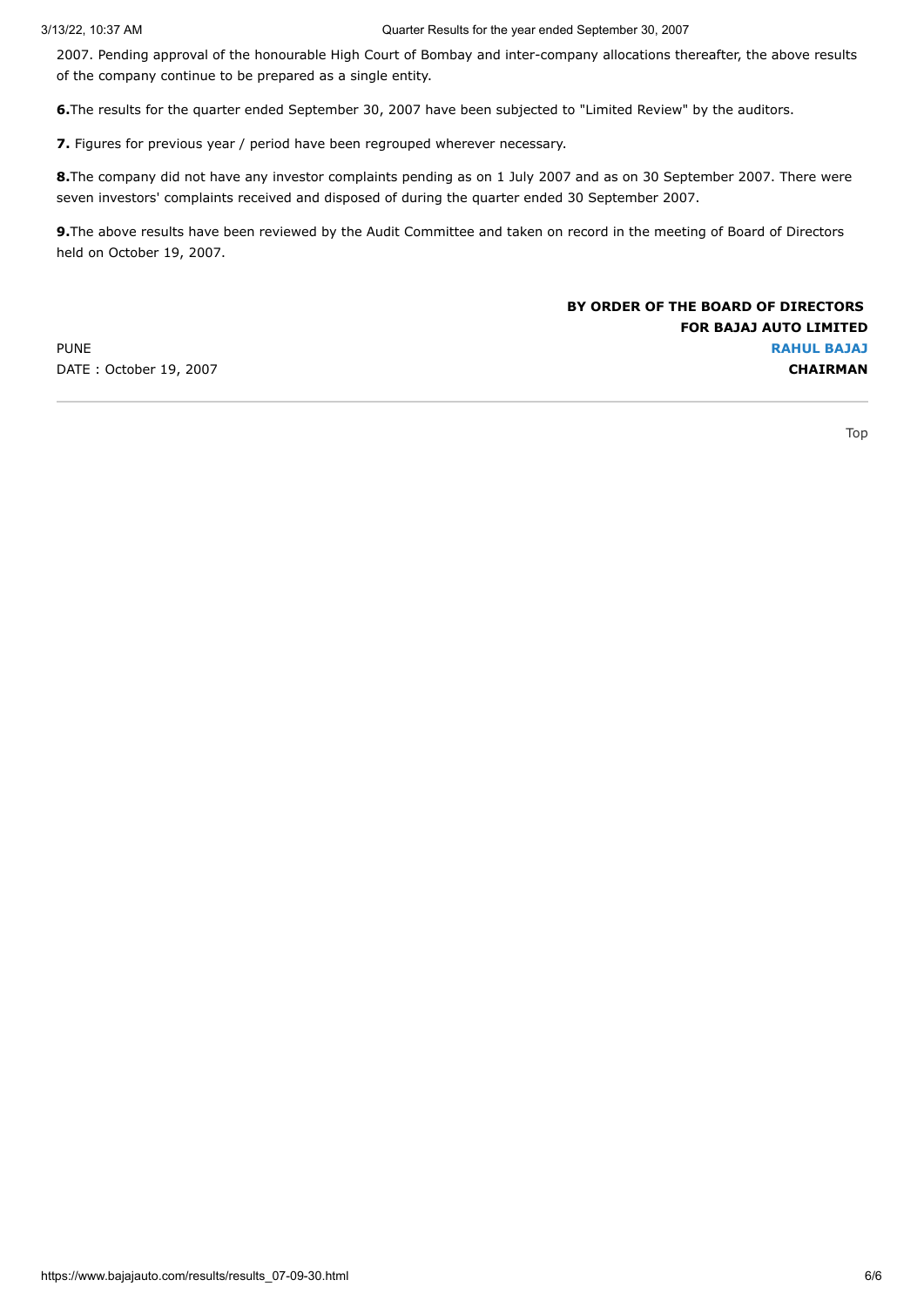2007. Pending approval of the honourable High Court of Bombay and inter-company allocations thereafter, the above results of the company continue to be prepared as a single entity.

**6.**The results for the quarter ended September 30, 2007 have been subjected to "Limited Review" by the auditors.

**7.** Figures for previous year / period have been regrouped wherever necessary.

**8.**The company did not have any investor complaints pending as on 1 July 2007 and as on 30 September 2007. There were seven investors' complaints received and disposed of during the quarter ended 30 September 2007.

**9.**The above results have been reviewed by the Audit Committee and taken on record in the meeting of Board of Directors held on October 19, 2007.

**BY ORDER OF THE BOARD OF DIRECTORS**
**FOR BAJAJ AUTO LIMITED**
**RAHUL BAJAJ**
**CHAIRMAN**

PUNE
DATE : October 19, 2007

Top